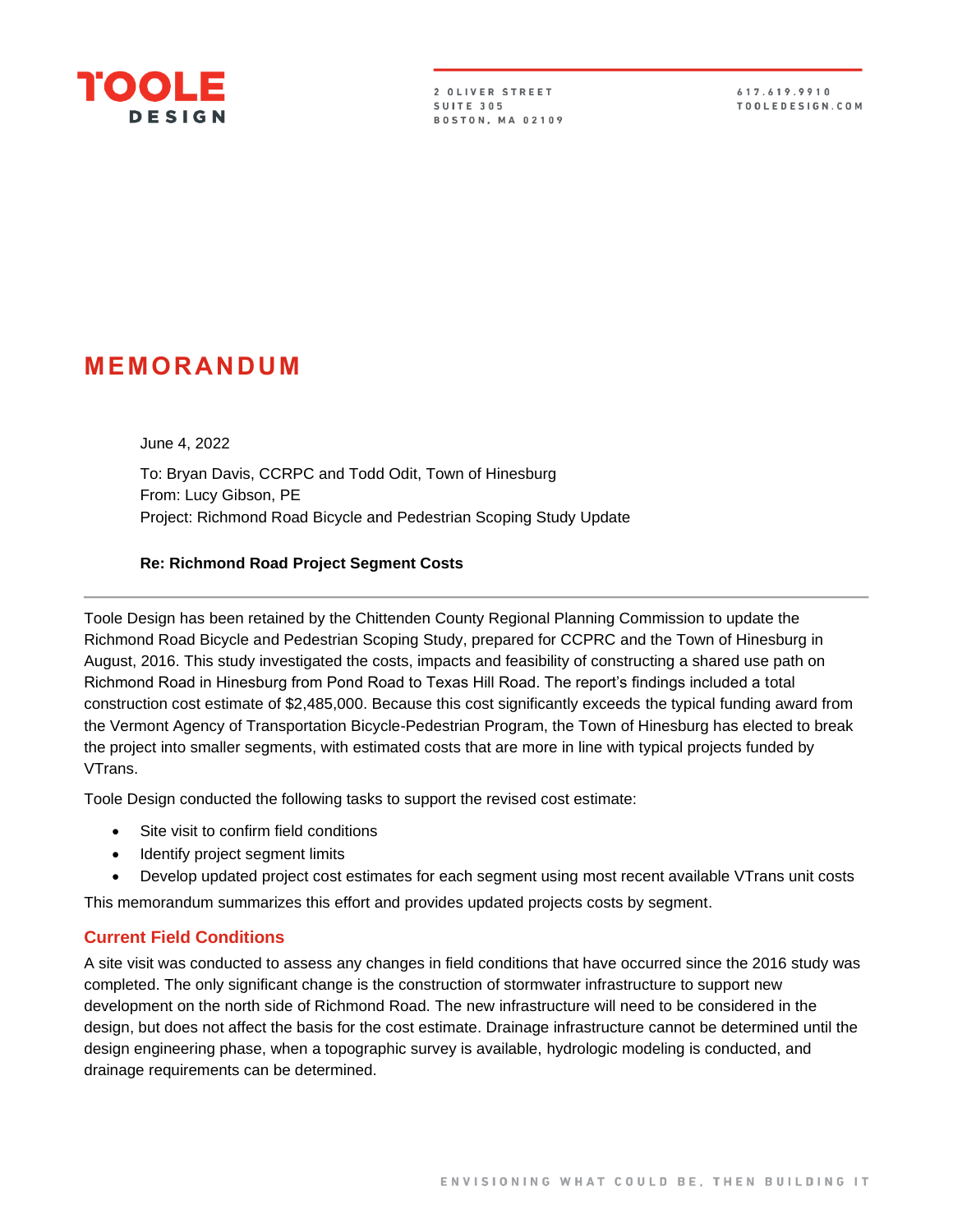# MEMORANDUM

June 4, 2022

To: Bryan Davis, CCRPC and Todd Odit, Town of Hinesburg
From: Lucy Gibson, PE
Project: Richmond Road Bicycle and Pedestrian Scoping Study Update

**Re: Richmond Road Project Segment Costs**

---

Toole Design has been retained by the Chittenden County Regional Planning Commission to update the Richmond Road Bicycle and Pedestrian Scoping Study, prepared for CCPRC and the Town of Hinesburg in August, 2016. This study investigated the costs, impacts and feasibility of constructing a shared use path on Richmond Road in Hinesburg from Pond Road to Texas Hill Road. The report's findings included a total construction cost estimate of $2,485,000. Because this cost significantly exceeds the typical funding award from the Vermont Agency of Transportation Bicycle-Pedestrian Program, the Town of Hinesburg has elected to break the project into smaller segments, with estimated costs that are more in line with typical projects funded by VTrans.

Toole Design conducted the following tasks to support the revised cost estimate:

- Site visit to confirm field conditions
- Identify project segment limits
- Develop updated project cost estimates for each segment using most recent available VTrans unit costs

This memorandum summarizes this effort and provides updated projects costs by segment.

## Current Field Conditions

A site visit was conducted to assess any changes in field conditions that have occurred since the 2016 study was completed. The only significant change is the construction of stormwater infrastructure to support new development on the north side of Richmond Road. The new infrastructure will need to be considered in the design, but does not affect the basis for the cost estimate. Drainage infrastructure cannot be determined until the design engineering phase, when a topographic survey is available, hydrologic modeling is conducted, and drainage requirements can be determined.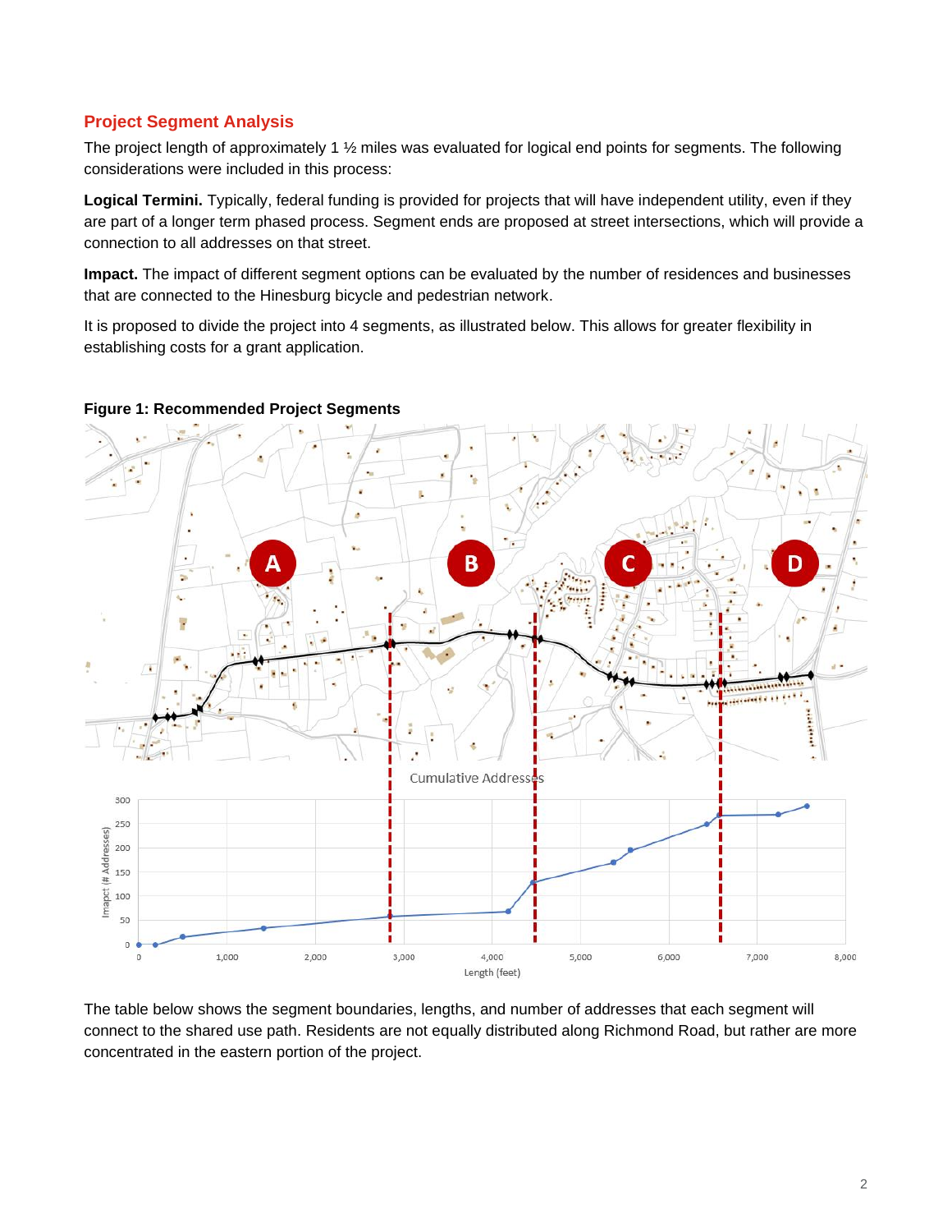## Project Segment Analysis

The project length of approximately 1 ½ miles was evaluated for logical end points for segments. The following considerations were included in this process:

**Logical Termini.** Typically, federal funding is provided for projects that will have independent utility, even if they are part of a longer term phased process. Segment ends are proposed at street intersections, which will provide a connection to all addresses on that street.

**Impact.** The impact of different segment options can be evaluated by the number of residences and businesses that are connected to the Hinesburg bicycle and pedestrian network.

It is proposed to divide the project into 4 segments, as illustrated below. This allows for greater flexibility in establishing costs for a grant application.

**Figure 1: Recommended Project Segments**

The table below shows the segment boundaries, lengths, and number of addresses that each segment will connect to the shared use path. Residents are not equally distributed along Richmond Road, but rather are more concentrated in the eastern portion of the project.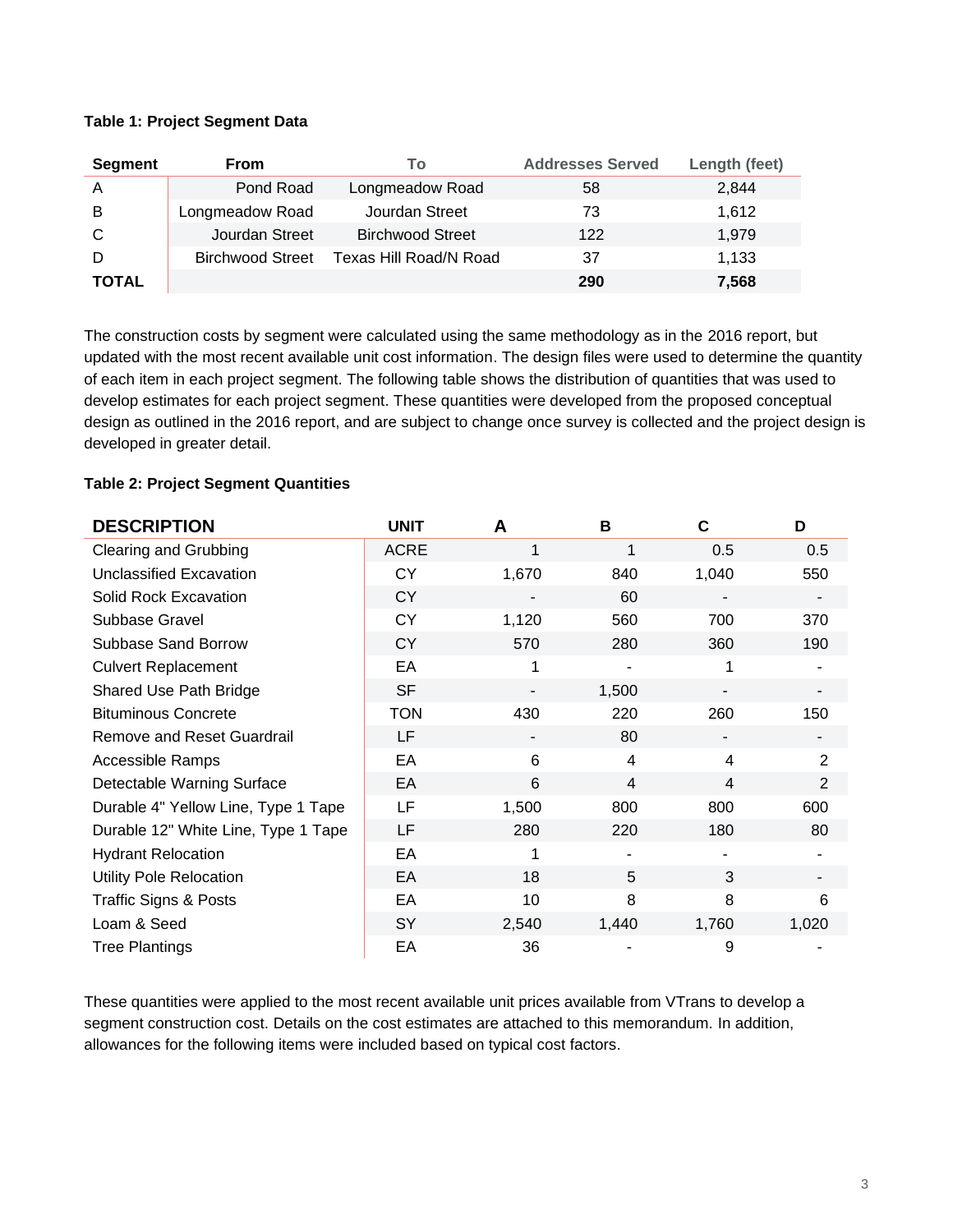**Table 1: Project Segment Data**

| Segment | From | To | Addresses Served | Length (feet) |
|---|---|---|---|---|
| A | Pond Road | Longmeadow Road | 58 | 2,844 |
| B | Longmeadow Road | Jourdan Street | 73 | 1,612 |
| C | Jourdan Street | Birchwood Street | 122 | 1,979 |
| D | Birchwood Street | Texas Hill Road/N Road | 37 | 1,133 |
| **TOTAL** | | | **290** | **7,568** |

The construction costs by segment were calculated using the same methodology as in the 2016 report, but updated with the most recent available unit cost information. The design files were used to determine the quantity of each item in each project segment. The following table shows the distribution of quantities that was used to develop estimates for each project segment. These quantities were developed from the proposed conceptual design as outlined in the 2016 report, and are subject to change once survey is collected and the project design is developed in greater detail.

**Table 2: Project Segment Quantities**

| DESCRIPTION | UNIT | A | B | C | D |
|---|---|---|---|---|---|
| Clearing and Grubbing | ACRE | 1 | 1 | 0.5 | 0.5 |
| Unclassified Excavation | CY | 1,670 | 840 | 1,040 | 550 |
| Solid Rock Excavation | CY | - | 60 | - | - |
| Subbase Gravel | CY | 1,120 | 560 | 700 | 370 |
| Subbase Sand Borrow | CY | 570 | 280 | 360 | 190 |
| Culvert Replacement | EA | 1 | - | 1 | - |
| Shared Use Path Bridge | SF | - | 1,500 | - | - |
| Bituminous Concrete | TON | 430 | 220 | 260 | 150 |
| Remove and Reset Guardrail | LF | - | 80 | - | - |
| Accessible Ramps | EA | 6 | 4 | 4 | 2 |
| Detectable Warning Surface | EA | 6 | 4 | 4 | 2 |
| Durable 4" Yellow Line, Type 1 Tape | LF | 1,500 | 800 | 800 | 600 |
| Durable 12" White Line, Type 1 Tape | LF | 280 | 220 | 180 | 80 |
| Hydrant Relocation | EA | 1 | - | - | - |
| Utility Pole Relocation | EA | 18 | 5 | 3 | - |
| Traffic Signs & Posts | EA | 10 | 8 | 8 | 6 |
| Loam & Seed | SY | 2,540 | 1,440 | 1,760 | 1,020 |
| Tree Plantings | EA | 36 | - | 9 | - |

These quantities were applied to the most recent available unit prices available from VTrans to develop a segment construction cost. Details on the cost estimates are attached to this memorandum. In addition, allowances for the following items were included based on typical cost factors.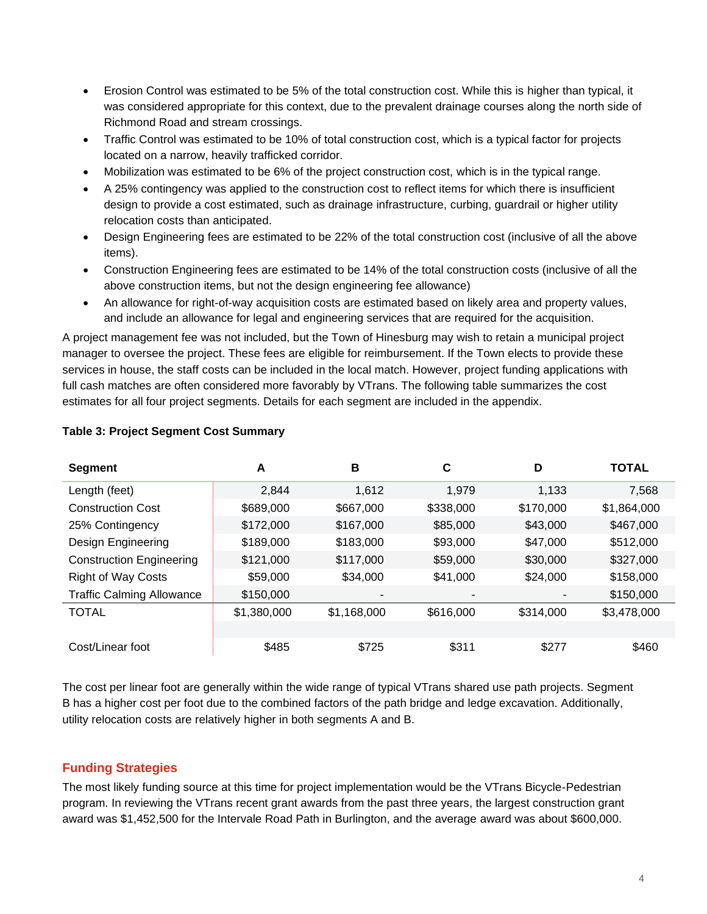- Erosion Control was estimated to be 5% of the total construction cost. While this is higher than typical, it was considered appropriate for this context, due to the prevalent drainage courses along the north side of Richmond Road and stream crossings.
- Traffic Control was estimated to be 10% of total construction cost, which is a typical factor for projects located on a narrow, heavily trafficked corridor.
- Mobilization was estimated to be 6% of the project construction cost, which is in the typical range.
- A 25% contingency was applied to the construction cost to reflect items for which there is insufficient design to provide a cost estimated, such as drainage infrastructure, curbing, guardrail or higher utility relocation costs than anticipated.
- Design Engineering fees are estimated to be 22% of the total construction cost (inclusive of all the above items).
- Construction Engineering fees are estimated to be 14% of the total construction costs (inclusive of all the above construction items, but not the design engineering fee allowance)
- An allowance for right-of-way acquisition costs are estimated based on likely area and property values, and include an allowance for legal and engineering services that are required for the acquisition.

A project management fee was not included, but the Town of Hinesburg may wish to retain a municipal project manager to oversee the project. These fees are eligible for reimbursement. If the Town elects to provide these services in house, the staff costs can be included in the local match. However, project funding applications with full cash matches are often considered more favorably by VTrans. The following table summarizes the cost estimates for all four project segments. Details for each segment are included in the appendix.

**Table 3: Project Segment Cost Summary**

| Segment | A | B | C | D | TOTAL |
|---|---|---|---|---|---|
| Length (feet) | 2,844 | 1,612 | 1,979 | 1,133 | 7,568 |
| Construction Cost | $689,000 | $667,000 | $338,000 | $170,000 | $1,864,000 |
| 25% Contingency | $172,000 | $167,000 | $85,000 | $43,000 | $467,000 |
| Design Engineering | $189,000 | $183,000 | $93,000 | $47,000 | $512,000 |
| Construction Engineering | $121,000 | $117,000 | $59,000 | $30,000 | $327,000 |
| Right of Way Costs | $59,000 | $34,000 | $41,000 | $24,000 | $158,000 |
| Traffic Calming Allowance | $150,000 | - | - | - | $150,000 |
| TOTAL | $1,380,000 | $1,168,000 | $616,000 | $314,000 | $3,478,000 |
| | | | | | |
| Cost/Linear foot | $485 | $725 | $311 | $277 | $460 |

The cost per linear foot are generally within the wide range of typical VTrans shared use path projects. Segment B has a higher cost per foot due to the combined factors of the path bridge and ledge excavation. Additionally, utility relocation costs are relatively higher in both segments A and B.

## Funding Strategies

The most likely funding source at this time for project implementation would be the VTrans Bicycle-Pedestrian program. In reviewing the VTrans recent grant awards from the past three years, the largest construction grant award was $1,452,500 for the Intervale Road Path in Burlington, and the average award was about $600,000.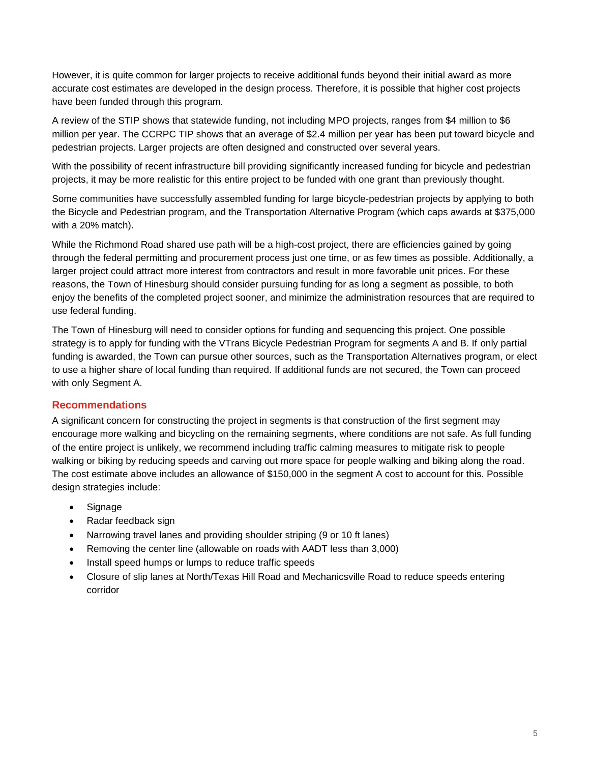However, it is quite common for larger projects to receive additional funds beyond their initial award as more accurate cost estimates are developed in the design process. Therefore, it is possible that higher cost projects have been funded through this program.

A review of the STIP shows that statewide funding, not including MPO projects, ranges from $4 million to $6 million per year. The CCRPC TIP shows that an average of $2.4 million per year has been put toward bicycle and pedestrian projects. Larger projects are often designed and constructed over several years.

With the possibility of recent infrastructure bill providing significantly increased funding for bicycle and pedestrian projects, it may be more realistic for this entire project to be funded with one grant than previously thought.

Some communities have successfully assembled funding for large bicycle-pedestrian projects by applying to both the Bicycle and Pedestrian program, and the Transportation Alternative Program (which caps awards at $375,000 with a 20% match).

While the Richmond Road shared use path will be a high-cost project, there are efficiencies gained by going through the federal permitting and procurement process just one time, or as few times as possible. Additionally, a larger project could attract more interest from contractors and result in more favorable unit prices. For these reasons, the Town of Hinesburg should consider pursuing funding for as long a segment as possible, to both enjoy the benefits of the completed project sooner, and minimize the administration resources that are required to use federal funding.

The Town of Hinesburg will need to consider options for funding and sequencing this project. One possible strategy is to apply for funding with the VTrans Bicycle Pedestrian Program for segments A and B. If only partial funding is awarded, the Town can pursue other sources, such as the Transportation Alternatives program, or elect to use a higher share of local funding than required. If additional funds are not secured, the Town can proceed with only Segment A.

## Recommendations

A significant concern for constructing the project in segments is that construction of the first segment may encourage more walking and bicycling on the remaining segments, where conditions are not safe. As full funding of the entire project is unlikely, we recommend including traffic calming measures to mitigate risk to people walking or biking by reducing speeds and carving out more space for people walking and biking along the road. The cost estimate above includes an allowance of $150,000 in the segment A cost to account for this. Possible design strategies include:

- Signage
- Radar feedback sign
- Narrowing travel lanes and providing shoulder striping (9 or 10 ft lanes)
- Removing the center line (allowable on roads with AADT less than 3,000)
- Install speed humps or lumps to reduce traffic speeds
- Closure of slip lanes at North/Texas Hill Road and Mechanicsville Road to reduce speeds entering corridor